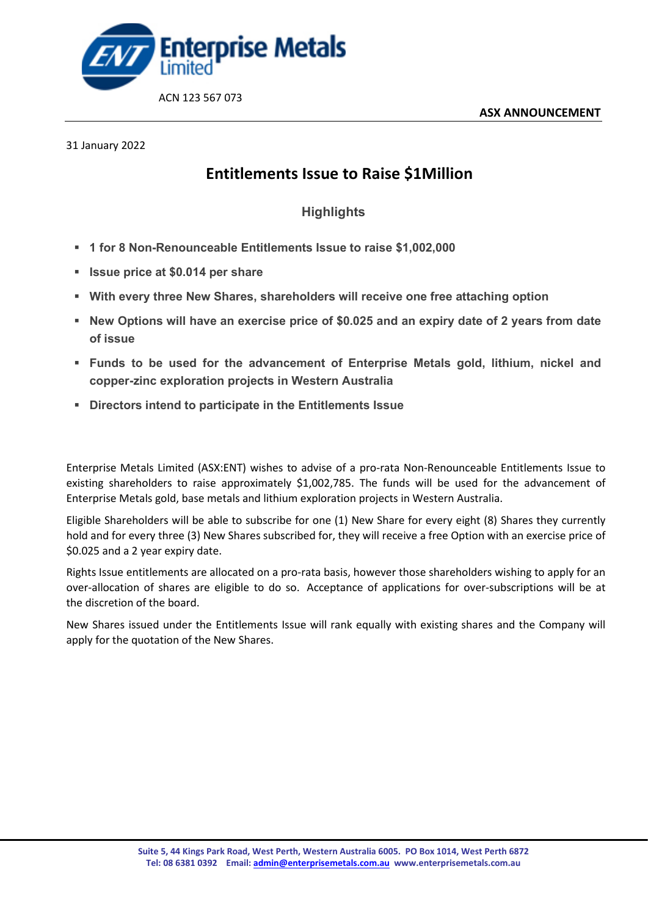Enterprise Metals Limited

ACN 123 567 073

**ASX ANNOUNCEMENT**

31 January 2022

# Entitlements Issue to Raise $1Million

## Highlights

- **1 for 8 Non-Renounceable Entitlements Issue to raise $1,002,000**
- **Issue price at $0.014 per share**
- **With every three New Shares, shareholders will receive one free attaching option**
- **New Options will have an exercise price of $0.025 and an expiry date of 2 years from date of issue**
- **Funds to be used for the advancement of Enterprise Metals gold, lithium, nickel and copper-zinc exploration projects in Western Australia**
- **Directors intend to participate in the Entitlements Issue**

Enterprise Metals Limited (ASX:ENT) wishes to advise of a pro-rata Non-Renounceable Entitlements Issue to existing shareholders to raise approximately $1,002,785. The funds will be used for the advancement of Enterprise Metals gold, base metals and lithium exploration projects in Western Australia.

Eligible Shareholders will be able to subscribe for one (1) New Share for every eight (8) Shares they currently hold and for every three (3) New Shares subscribed for, they will receive a free Option with an exercise price of $0.025 and a 2 year expiry date.

Rights Issue entitlements are allocated on a pro-rata basis, however those shareholders wishing to apply for an over-allocation of shares are eligible to do so. Acceptance of applications for over-subscriptions will be at the discretion of the board.

New Shares issued under the Entitlements Issue will rank equally with existing shares and the Company will apply for the quotation of the New Shares.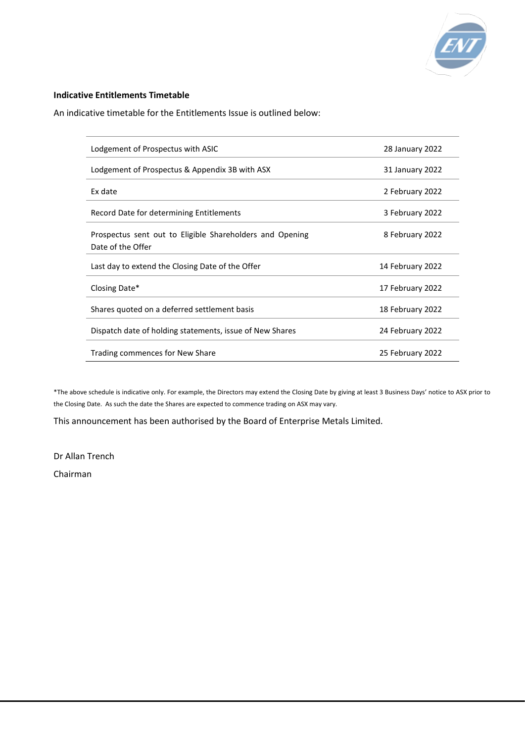**Indicative Entitlements Timetable**

An indicative timetable for the Entitlements Issue is outlined below:

| | |
|---|---|
| Lodgement of Prospectus with ASIC | 28 January 2022 |
| Lodgement of Prospectus & Appendix 3B with ASX | 31 January 2022 |
| Ex date | 2 February 2022 |
| Record Date for determining Entitlements | 3 February 2022 |
| Prospectus sent out to Eligible Shareholders and Opening Date of the Offer | 8 February 2022 |
| Last day to extend the Closing Date of the Offer | 14 February 2022 |
| Closing Date* | 17 February 2022 |
| Shares quoted on a deferred settlement basis | 18 February 2022 |
| Dispatch date of holding statements, issue of New Shares | 24 February 2022 |
| Trading commences for New Share | 25 February 2022 |

*The above schedule is indicative only. For example, the Directors may extend the Closing Date by giving at least 3 Business Days' notice to ASX prior to the Closing Date. As such the date the Shares are expected to commence trading on ASX may vary.

This announcement has been authorised by the Board of Enterprise Metals Limited.

Dr Allan Trench

Chairman